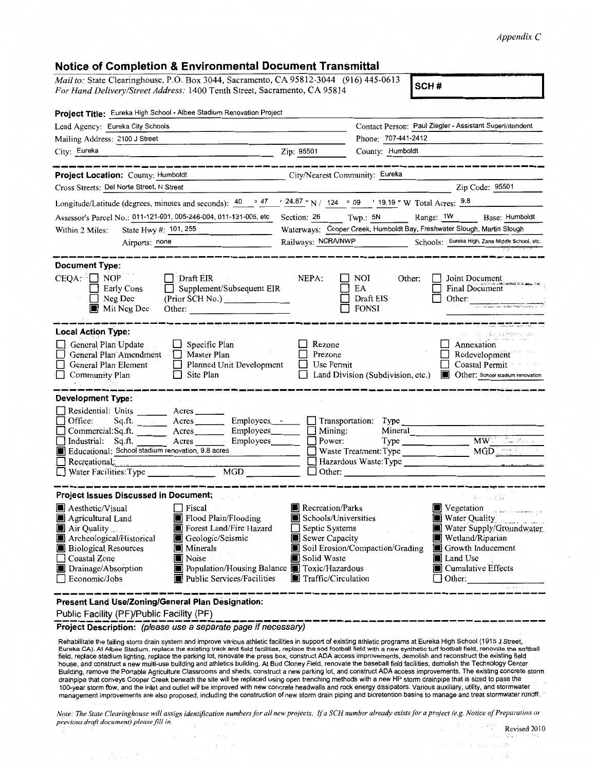*Appendix C*

## Notice of Completion & Environmental Document Transmittal

*Mail to:* State Clearinghouse, P.O. Box 3044, Sacramento, CA 95812-3044 (916) 445-0613
*For Hand Delivery/Street Address:* 1400 Tenth Street, Sacramento, CA 95814

**SCH #**

**Project Title:** Eureka High School - Albee Stadium Renovation Project

Lead Agency: Eureka City Schools
Contact Person: Paul Ziegler - Assistant Superintendent
Mailing Address: 2100 J Street
Phone: 707-441-2412
City: Eureka Zip: 95501
County: Humboldt

---

**Project Location:** County: Humboldt
City/Nearest Community: Eureka
Cross Streets: Del Norte Street, N Street
Zip Code: 95501

Longitude/Latitude (degrees, minutes and seconds): 40 ° 47 ′ 24.87 ″ N / 124 ° 09 ′ 19.19 ″ W Total Acres: 9.8

Assessor's Parcel No.: 011-121-001, 005-246-004, 011-131-005, etc
Section: 26 Twp.: 5N Range: 1W Base: Humboldt

Within 2 Miles: State Hwy #: 101, 255
Waterways: Cooper Creek, Humboldt Bay, Freshwater Slough, Martin Slough
Airports: none
Railways: NCRA/NWP
Schools: Eureka High, Zane Middle School, etc.

---

**Document Type:**

CEQA:
- ☐ NOP
- ☐ Early Cons
- ☐ Neg Dec
- ■ Mit Neg Dec
- ☐ Draft EIR
- ☐ Supplement/Subsequent EIR (Prior SCH No.) ______
- Other: ______

NEPA:
- ☐ NOI
- ☐ EA
- ☐ Draft EIS
- ☐ FONSI

Other:
- ☐ Joint Document
- ☐ Final Document
- ☐ Other: ______

---

**Local Action Type:**

- ☐ General Plan Update
- ☐ General Plan Amendment
- ☐ General Plan Element
- ☐ Community Plan
- ☐ Specific Plan
- ☐ Master Plan
- ☐ Planned Unit Development
- ☐ Site Plan
- ☐ Rezone
- ☐ Prezone
- ☐ Use Permit
- ☐ Land Division (Subdivision, etc.)
- ☐ Annexation
- ☐ Redevelopment
- ☐ Coastal Permit
- ■ Other: School stadium renovation

---

**Development Type:**

- ☐ Residential: Units ______ Acres ______
- ☐ Office: Sq.ft. ______ Acres ______ Employees -
- ☐ Commercial: Sq.ft. ______ Acres ______ Employees ______
- ☐ Industrial: Sq.ft. ______ Acres ______ Employees ______
- ■ Educational: School stadium renovation, 9.8 acres
- ☐ Recreational: ______
- ☐ Water Facilities: Type ______ MGD ______
- ☐ Transportation: Type ______
- ☐ Mining: Mineral ______
- ☐ Power: Type ______ MW ______
- ☐ Waste Treatment: Type ______ MGD ______
- ☐ Hazardous Waste: Type ______
- ☐ Other: ______

---

**Project Issues Discussed in Document:**

- ■ Aesthetic/Visual
- ■ Agricultural Land
- ■ Air Quality
- ■ Archeological/Historical
- ■ Biological Resources
- ☐ Coastal Zone
- ■ Drainage/Absorption
- ☐ Economic/Jobs
- ☐ Fiscal
- ■ Flood Plain/Flooding
- ■ Forest Land/Fire Hazard
- ■ Geologic/Seismic
- ■ Minerals
- ■ Noise
- ■ Population/Housing Balance
- ■ Public Services/Facilities
- ■ Recreation/Parks
- ■ Schools/Universities
- ☐ Septic Systems
- ■ Sewer Capacity
- ■ Soil Erosion/Compaction/Grading
- ■ Solid Waste
- ■ Toxic/Hazardous
- ■ Traffic/Circulation
- ■ Vegetation
- ■ Water Quality
- ■ Water Supply/Groundwater
- ■ Wetland/Riparian
- ■ Growth Inducement
- ■ Land Use
- ■ Cumulative Effects
- ☐ Other: ______

---

**Present Land Use/Zoning/General Plan Designation:**

Public Facility (PF)/Public Facility (PF)

**Project Description:** *(please use a separate page if necessary)*

Rehabilitate the failing storm drain system and improve various athletic facilities in support of existing athletic programs at Eureka High School (1915 J Street, Eureka CA). At Albee Stadium, replace the existing track and field facilities, replace the sod football field with a new synthetic turf football field, renovate the softball field, replace stadium lighting, replace the parking lot, renovate the press box, construct ADA access improvements, demolish and reconstruct the existing field house, and construct a new multi-use building and athletics building. At Bud Cloney Field, renovate the baseball field facilities, demolish the Technology Center Building, remove the Portable Agriculture Classrooms and sheds, construct a new parking lot, and construct ADA access improvements. The existing concrete storm drainpipe that conveys Cooper Creek beneath the site will be replaced using open trenching methods with a new HP storm drainpipe that is sized to pass the 100-year storm flow, and the inlet and outlet will be improved with new concrete headwalls and rock energy dissipators. Various auxiliary, utility, and stormwater management improvements are also proposed, including the construction of new storm drain piping and bioretention basins to manage and treat stormwater runoff.

*Note: The State Clearinghouse will assign identification numbers for all new projects. If a SCH number already exists for a project (e.g. Notice of Preparation or previous draft document) please fill in.*

Revised 2010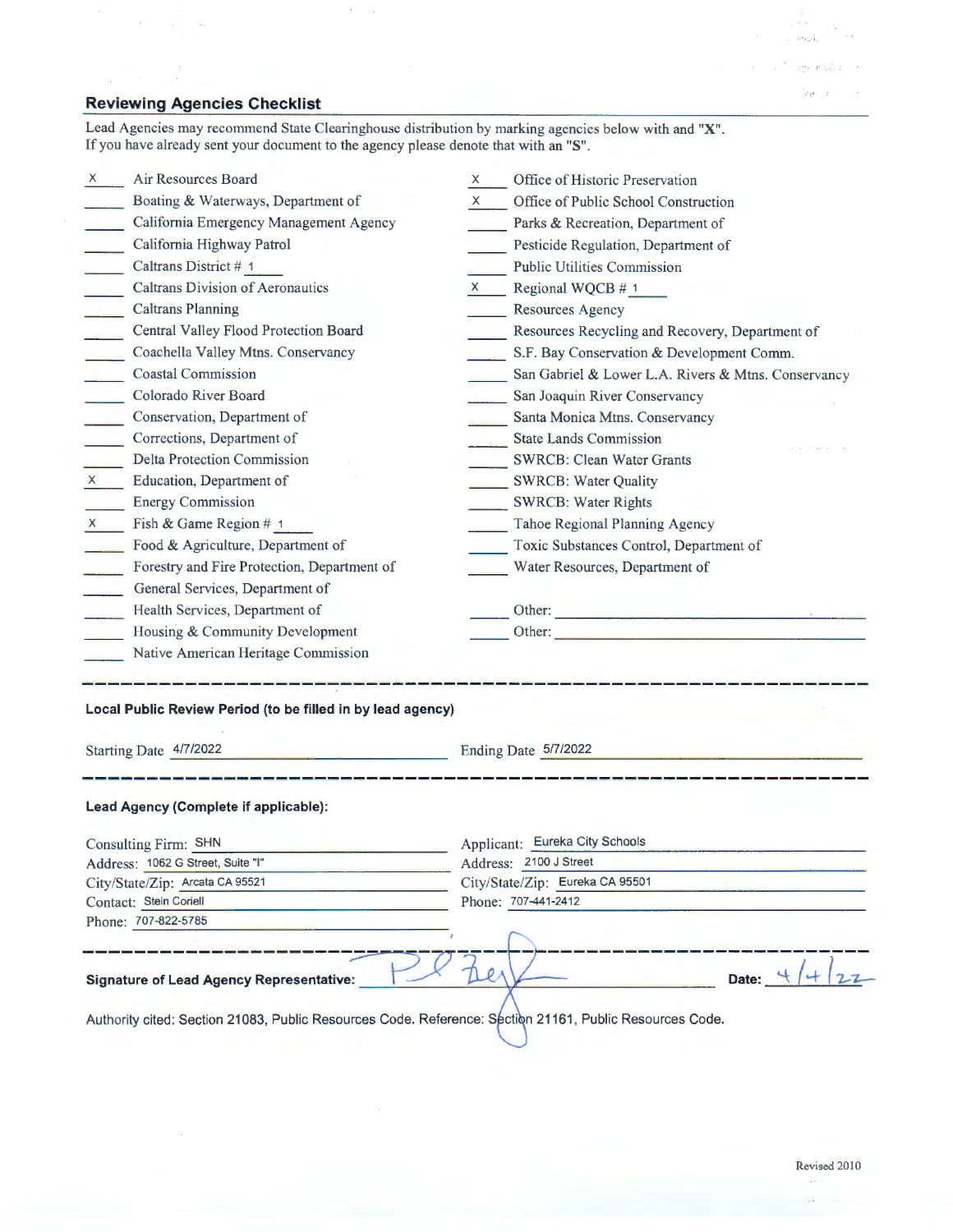## Reviewing Agencies Checklist

Lead Agencies may recommend State Clearinghouse distribution by marking agencies below with and "X".
If you have already sent your document to the agency please denote that with an "S".

- X Air Resources Board
- ___ Boating & Waterways, Department of
- ___ California Emergency Management Agency
- ___ California Highway Patrol
- ___ Caltrans District # 1
- ___ Caltrans Division of Aeronautics
- ___ Caltrans Planning
- ___ Central Valley Flood Protection Board
- ___ Coachella Valley Mtns. Conservancy
- ___ Coastal Commission
- ___ Colorado River Board
- ___ Conservation, Department of
- ___ Corrections, Department of
- ___ Delta Protection Commission
- X Education, Department of
- ___ Energy Commission
- X Fish & Game Region # 1
- ___ Food & Agriculture, Department of
- ___ Forestry and Fire Protection, Department of
- ___ General Services, Department of
- ___ Health Services, Department of
- ___ Housing & Community Development
- ___ Native American Heritage Commission
- X Office of Historic Preservation
- X Office of Public School Construction
- ___ Parks & Recreation, Department of
- ___ Pesticide Regulation, Department of
- ___ Public Utilities Commission
- X Regional WQCB # 1
- ___ Resources Agency
- ___ Resources Recycling and Recovery, Department of
- ___ S.F. Bay Conservation & Development Comm.
- ___ San Gabriel & Lower L.A. Rivers & Mtns. Conservancy
- ___ San Joaquin River Conservancy
- ___ Santa Monica Mtns. Conservancy
- ___ State Lands Commission
- ___ SWRCB: Clean Water Grants
- ___ SWRCB: Water Quality
- ___ SWRCB: Water Rights
- ___ Tahoe Regional Planning Agency
- ___ Toxic Substances Control, Department of
- ___ Water Resources, Department of
- ___ Other: ___
- ___ Other: ___

---

**Local Public Review Period (to be filled in by lead agency)**

Starting Date 4/7/2022 Ending Date 5/7/2022

---

**Lead Agency (Complete if applicable):**

Consulting Firm: SHN
Address: 1062 G Street, Suite "I"
City/State/Zip: Arcata CA 95521
Contact: Stein Coriell
Phone: 707-822-5785

Applicant: Eureka City Schools
Address: 2100 J Street
City/State/Zip: Eureka CA 95501
Phone: 707-441-2412

---

**Signature of Lead Agency Representative:** [signature] **Date:** 4/4/22

Authority cited: Section 21083, Public Resources Code. Reference: Section 21161, Public Resources Code.

Revised 2010